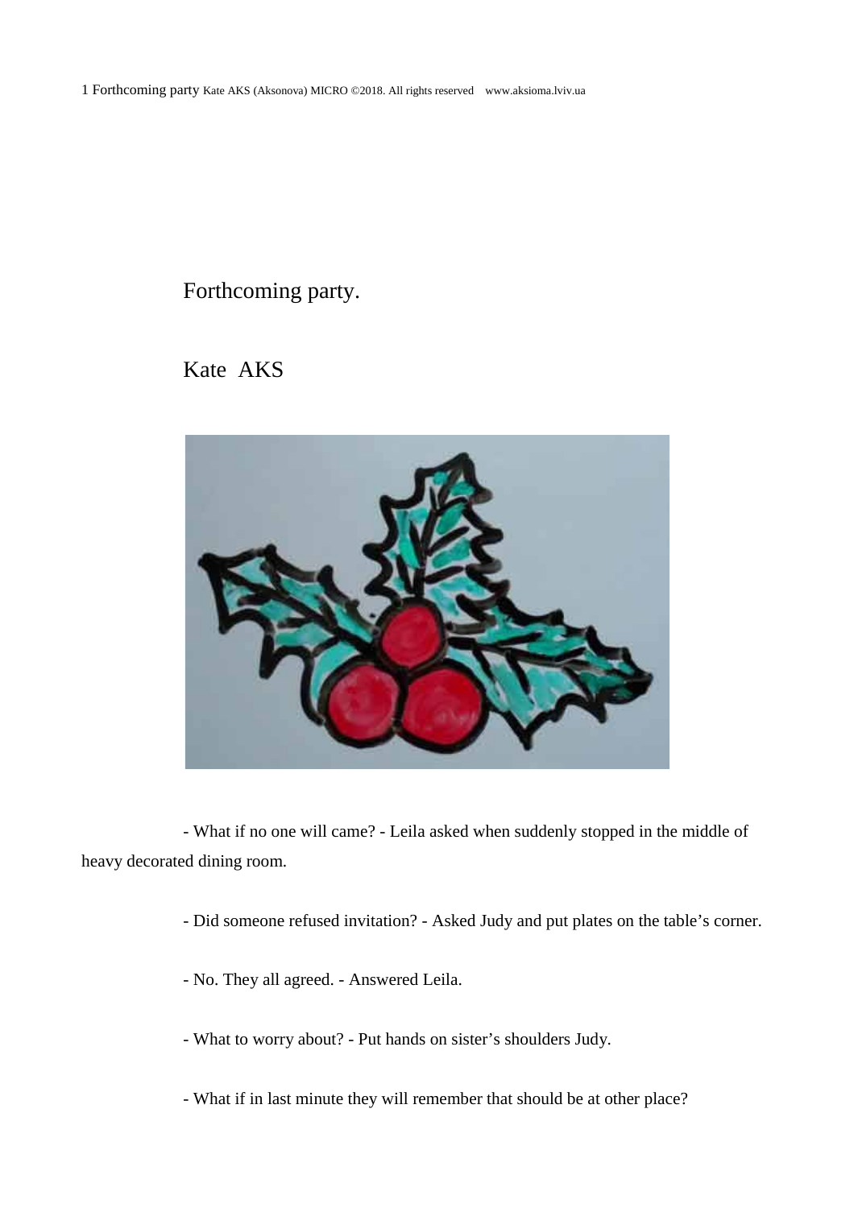# Forthcoming party.

Kate AKS

- What if no one will came? - Leila asked when suddenly stopped in the middle of heavy decorated dining room.

- Did someone refused invitation? - Asked Judy and put plates on the table's corner.

- No. They all agreed. - Answered Leila.

- What to worry about? - Put hands on sister's shoulders Judy.

- What if in last minute they will remember that should be at other place?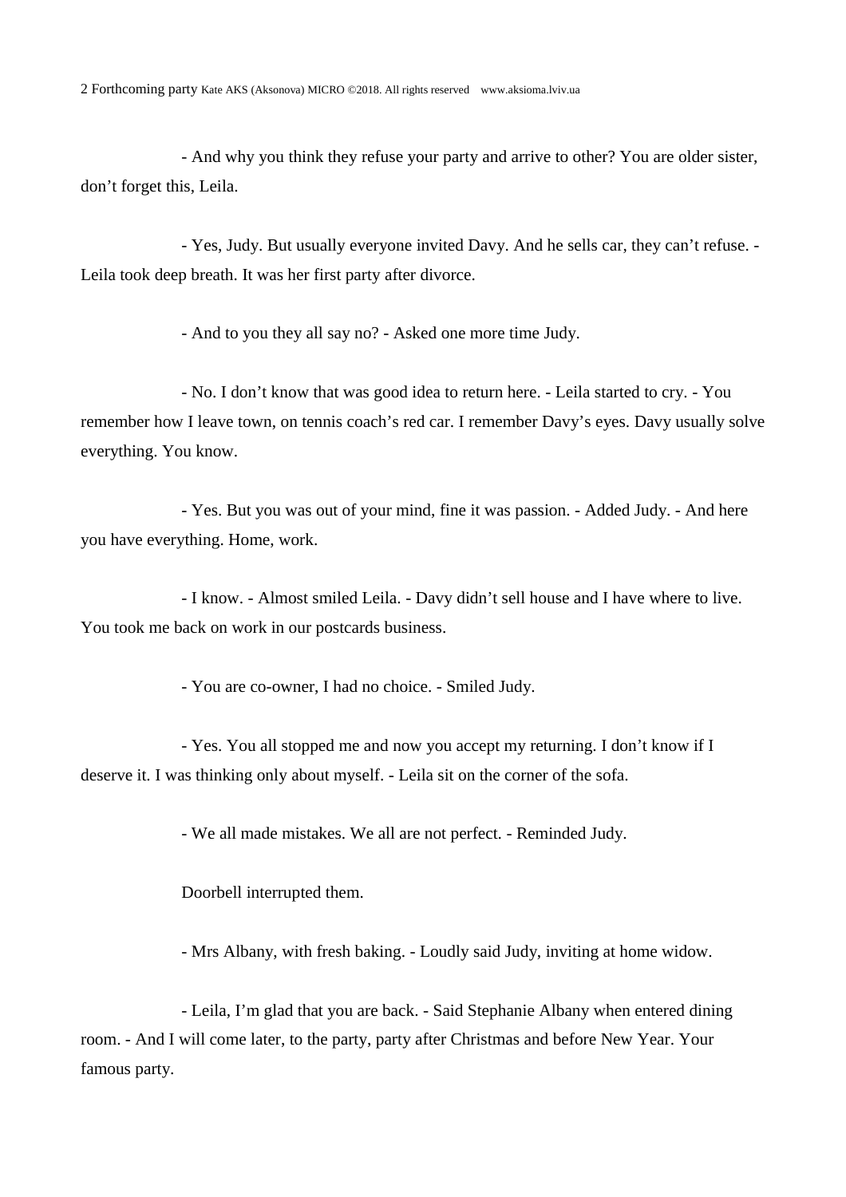- And why you think they refuse your party and arrive to other? You are older sister, don't forget this, Leila.

- Yes, Judy. But usually everyone invited Davy. And he sells car, they can't refuse. - Leila took deep breath. It was her first party after divorce.

- And to you they all say no? - Asked one more time Judy.

- No. I don't know that was good idea to return here. - Leila started to cry. - You remember how I leave town, on tennis coach's red car. I remember Davy's eyes. Davy usually solve everything. You know.

- Yes. But you was out of your mind, fine it was passion. - Added Judy. - And here you have everything. Home, work.

- I know. - Almost smiled Leila. - Davy didn't sell house and I have where to live. You took me back on work in our postcards business.

- You are co-owner, I had no choice. - Smiled Judy.

- Yes. You all stopped me and now you accept my returning. I don't know if I deserve it. I was thinking only about myself. - Leila sit on the corner of the sofa.

- We all made mistakes. We all are not perfect. - Reminded Judy.

Doorbell interrupted them.

- Mrs Albany, with fresh baking. - Loudly said Judy, inviting at home widow.

- Leila, I'm glad that you are back. - Said Stephanie Albany when entered dining room. - And I will come later, to the party, party after Christmas and before New Year. Your famous party.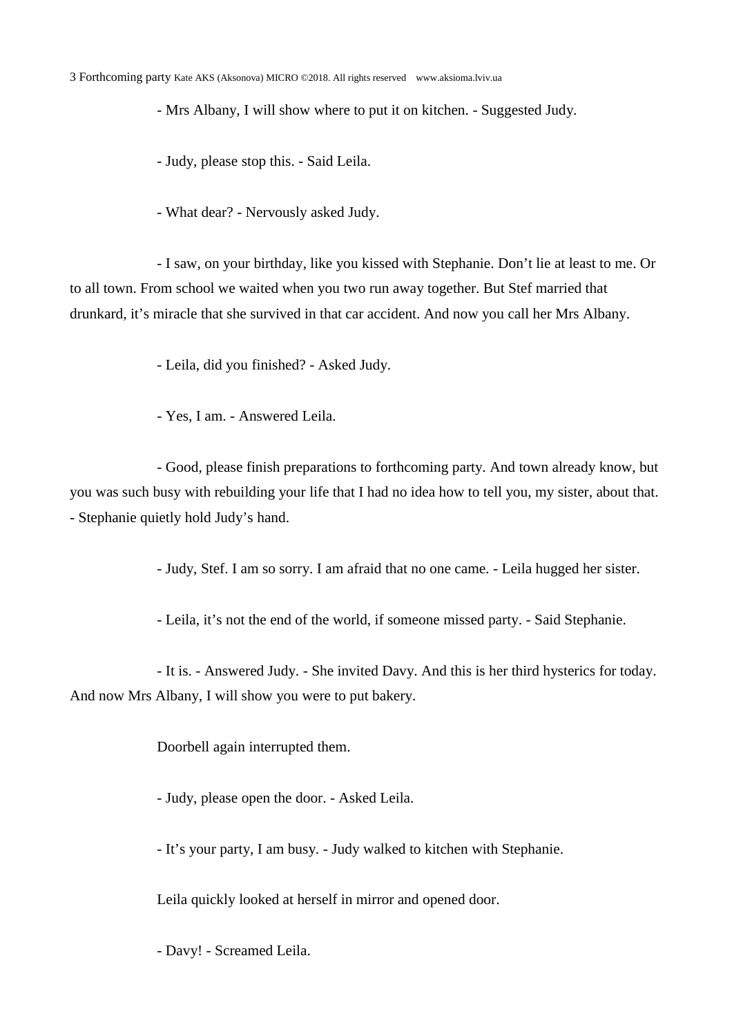- Mrs Albany, I will show where to put it on kitchen. - Suggested Judy.

- Judy, please stop this. - Said Leila.

- What dear? - Nervously asked Judy.

- I saw, on your birthday, like you kissed with Stephanie. Don't lie at least to me. Or to all town. From school we waited when you two run away together. But Stef married that drunkard, it's miracle that she survived in that car accident. And now you call her Mrs Albany.

- Leila, did you finished? - Asked Judy.

- Yes, I am. - Answered Leila.

- Good, please finish preparations to forthcoming party. And town already know, but you was such busy with rebuilding your life that I had no idea how to tell you, my sister, about that. - Stephanie quietly hold Judy's hand.

- Judy, Stef. I am so sorry. I am afraid that no one came. - Leila hugged her sister.

- Leila, it's not the end of the world, if someone missed party. - Said Stephanie.

- It is. - Answered Judy. - She invited Davy. And this is her third hysterics for today. And now Mrs Albany, I will show you were to put bakery.

Doorbell again interrupted them.

- Judy, please open the door. - Asked Leila.

- It's your party, I am busy. - Judy walked to kitchen with Stephanie.

Leila quickly looked at herself in mirror and opened door.

- Davy! - Screamed Leila.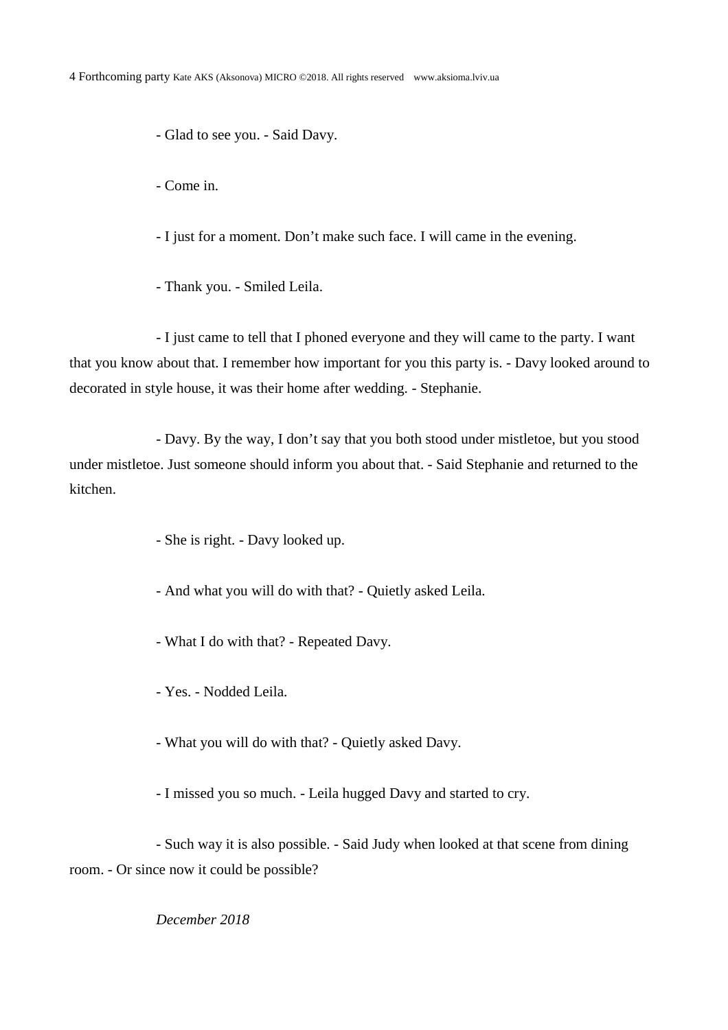- Glad to see you. - Said Davy.

- Come in.

- I just for a moment. Don’t make such face. I will came in the evening.

- Thank you. - Smiled Leila.

- I just came to tell that I phoned everyone and they will came to the party. I want that you know about that. I remember how important for you this party is. - Davy looked around to decorated in style house, it was their home after wedding. - Stephanie.

- Davy. By the way, I don’t say that you both stood under mistletoe, but you stood under mistletoe. Just someone should inform you about that. - Said Stephanie and returned to the kitchen.

- She is right. - Davy looked up.

- And what you will do with that? - Quietly asked Leila.

- What I do with that? - Repeated Davy.

- Yes. - Nodded Leila.

- What you will do with that? - Quietly asked Davy.

- I missed you so much. - Leila hugged Davy and started to cry.

- Such way it is also possible. - Said Judy when looked at that scene from dining room. - Or since now it could be possible?

*December 2018*